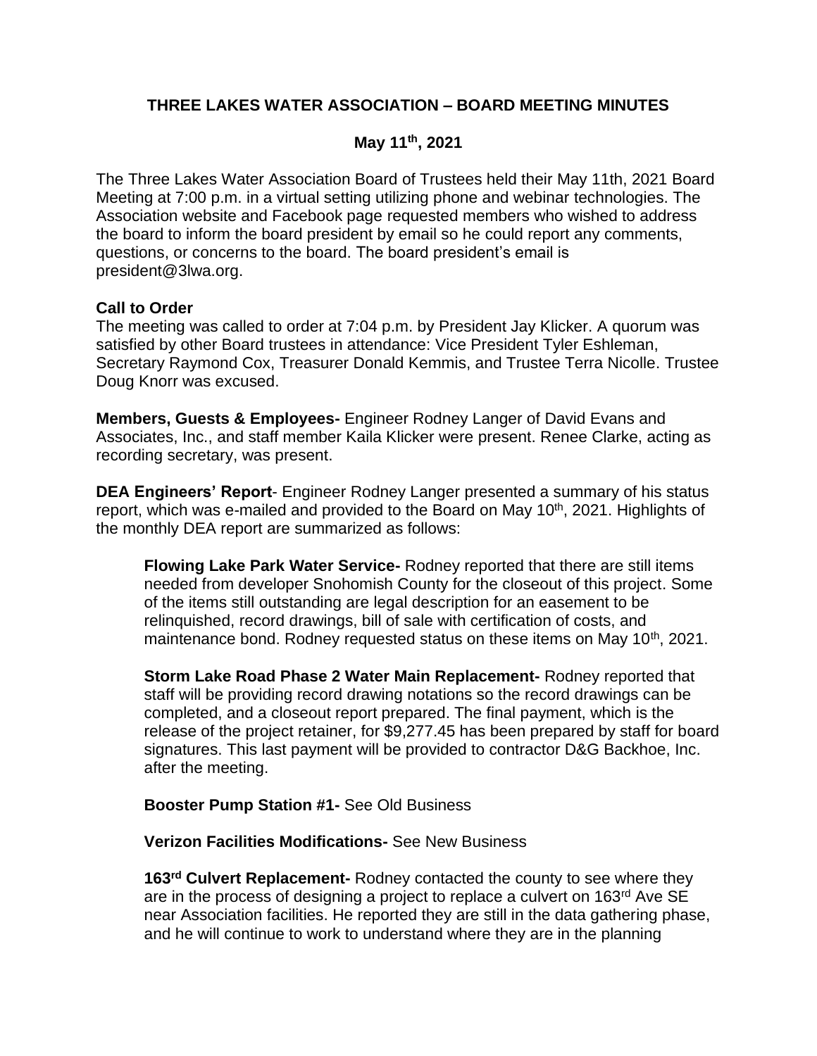# THREE LAKES WATER ASSOCIATION – BOARD MEETING MINUTES

## May 11th, 2021

The Three Lakes Water Association Board of Trustees held their May 11th, 2021 Board Meeting at 7:00 p.m. in a virtual setting utilizing phone and webinar technologies. The Association website and Facebook page requested members who wished to address the board to inform the board president by email so he could report any comments, questions, or concerns to the board. The board president's email is president@3lwa.org.

**Call to Order**
The meeting was called to order at 7:04 p.m. by President Jay Klicker. A quorum was satisfied by other Board trustees in attendance: Vice President Tyler Eshleman, Secretary Raymond Cox, Treasurer Donald Kemmis, and Trustee Terra Nicolle. Trustee Doug Knorr was excused.

**Members, Guests & Employees-** Engineer Rodney Langer of David Evans and Associates, Inc., and staff member Kaila Klicker were present. Renee Clarke, acting as recording secretary, was present.

**DEA Engineers' Report**- Engineer Rodney Langer presented a summary of his status report, which was e-mailed and provided to the Board on May 10th, 2021. Highlights of the monthly DEA report are summarized as follows:

> **Flowing Lake Park Water Service-** Rodney reported that there are still items needed from developer Snohomish County for the closeout of this project. Some of the items still outstanding are legal description for an easement to be relinquished, record drawings, bill of sale with certification of costs, and maintenance bond. Rodney requested status on these items on May 10th, 2021.
>
> **Storm Lake Road Phase 2 Water Main Replacement-** Rodney reported that staff will be providing record drawing notations so the record drawings can be completed, and a closeout report prepared. The final payment, which is the release of the project retainer, for $9,277.45 has been prepared by staff for board signatures. This last payment will be provided to contractor D&G Backhoe, Inc. after the meeting.
>
> **Booster Pump Station #1-** See Old Business
>
> **Verizon Facilities Modifications-** See New Business
>
> **163rd Culvert Replacement-** Rodney contacted the county to see where they are in the process of designing a project to replace a culvert on 163rd Ave SE near Association facilities. He reported they are still in the data gathering phase, and he will continue to work to understand where they are in the planning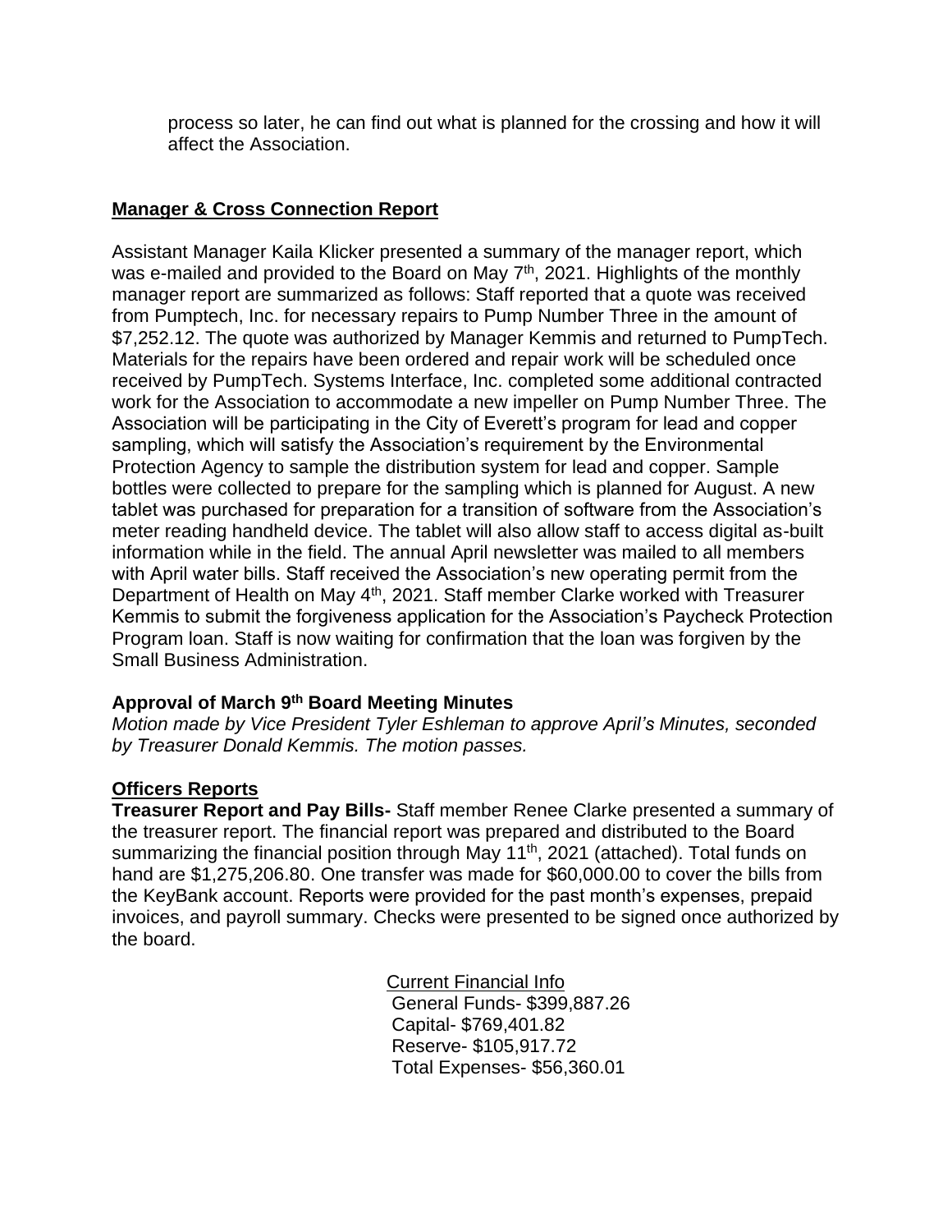process so later, he can find out what is planned for the crossing and how it will affect the Association.

## Manager & Cross Connection Report

Assistant Manager Kaila Klicker presented a summary of the manager report, which was e-mailed and provided to the Board on May 7th, 2021. Highlights of the monthly manager report are summarized as follows: Staff reported that a quote was received from Pumptech, Inc. for necessary repairs to Pump Number Three in the amount of $7,252.12. The quote was authorized by Manager Kemmis and returned to PumpTech. Materials for the repairs have been ordered and repair work will be scheduled once received by PumpTech. Systems Interface, Inc. completed some additional contracted work for the Association to accommodate a new impeller on Pump Number Three. The Association will be participating in the City of Everett's program for lead and copper sampling, which will satisfy the Association's requirement by the Environmental Protection Agency to sample the distribution system for lead and copper. Sample bottles were collected to prepare for the sampling which is planned for August. A new tablet was purchased for preparation for a transition of software from the Association's meter reading handheld device. The tablet will also allow staff to access digital as-built information while in the field. The annual April newsletter was mailed to all members with April water bills. Staff received the Association's new operating permit from the Department of Health on May 4th, 2021. Staff member Clarke worked with Treasurer Kemmis to submit the forgiveness application for the Association's Paycheck Protection Program loan. Staff is now waiting for confirmation that the loan was forgiven by the Small Business Administration.

### Approval of March 9th Board Meeting Minutes

*Motion made by Vice President Tyler Eshleman to approve April's Minutes, seconded by Treasurer Donald Kemmis. The motion passes.*

## Officers Reports

**Treasurer Report and Pay Bills-** Staff member Renee Clarke presented a summary of the treasurer report. The financial report was prepared and distributed to the Board summarizing the financial position through May 11th, 2021 (attached). Total funds on hand are $1,275,206.80. One transfer was made for $60,000.00 to cover the bills from the KeyBank account. Reports were provided for the past month's expenses, prepaid invoices, and payroll summary. Checks were presented to be signed once authorized by the board.

Current Financial Info

General Funds- $399,887.26

Capital- $769,401.82

Reserve- $105,917.72

Total Expenses- $56,360.01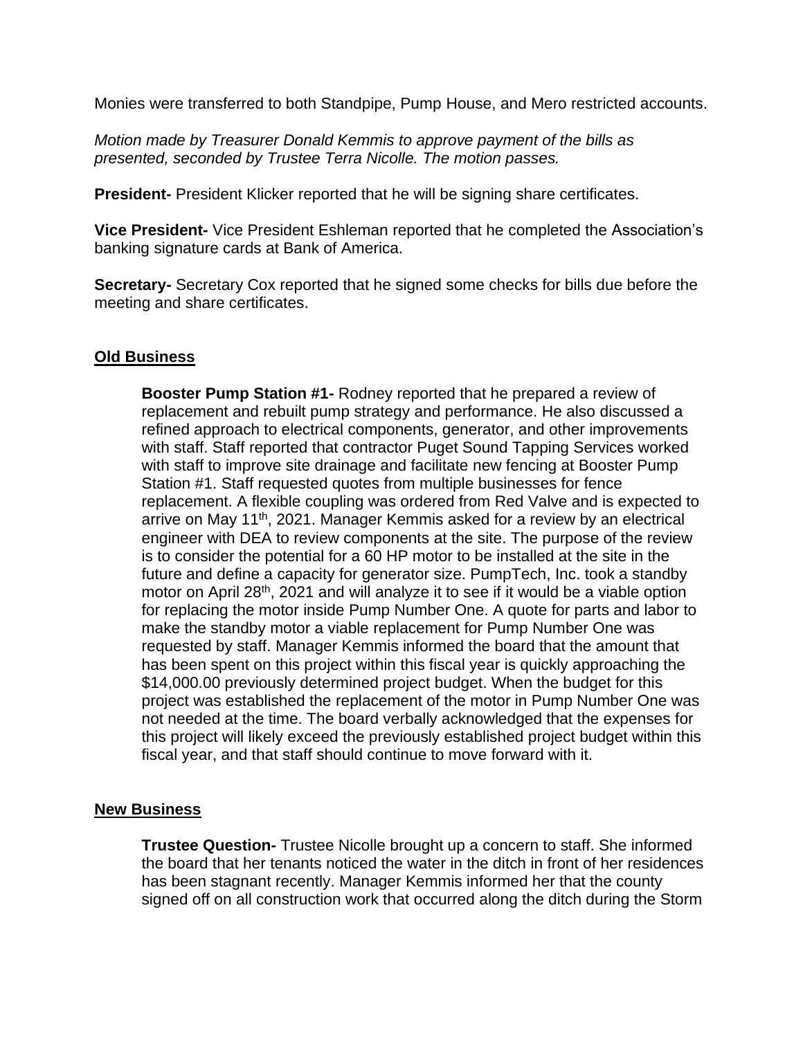Monies were transferred to both Standpipe, Pump House, and Mero restricted accounts.

*Motion made by Treasurer Donald Kemmis to approve payment of the bills as presented, seconded by Trustee Terra Nicolle. The motion passes.*

**President-** President Klicker reported that he will be signing share certificates.

**Vice President-** Vice President Eshleman reported that he completed the Association's banking signature cards at Bank of America.

**Secretary-** Secretary Cox reported that he signed some checks for bills due before the meeting and share certificates.

## Old Business

**Booster Pump Station #1-** Rodney reported that he prepared a review of replacement and rebuilt pump strategy and performance. He also discussed a refined approach to electrical components, generator, and other improvements with staff. Staff reported that contractor Puget Sound Tapping Services worked with staff to improve site drainage and facilitate new fencing at Booster Pump Station #1. Staff requested quotes from multiple businesses for fence replacement. A flexible coupling was ordered from Red Valve and is expected to arrive on May 11th, 2021. Manager Kemmis asked for a review by an electrical engineer with DEA to review components at the site. The purpose of the review is to consider the potential for a 60 HP motor to be installed at the site in the future and define a capacity for generator size. PumpTech, Inc. took a standby motor on April 28th, 2021 and will analyze it to see if it would be a viable option for replacing the motor inside Pump Number One. A quote for parts and labor to make the standby motor a viable replacement for Pump Number One was requested by staff. Manager Kemmis informed the board that the amount that has been spent on this project within this fiscal year is quickly approaching the $14,000.00 previously determined project budget. When the budget for this project was established the replacement of the motor in Pump Number One was not needed at the time. The board verbally acknowledged that the expenses for this project will likely exceed the previously established project budget within this fiscal year, and that staff should continue to move forward with it.

## New Business

**Trustee Question-** Trustee Nicolle brought up a concern to staff. She informed the board that her tenants noticed the water in the ditch in front of her residences has been stagnant recently. Manager Kemmis informed her that the county signed off on all construction work that occurred along the ditch during the Storm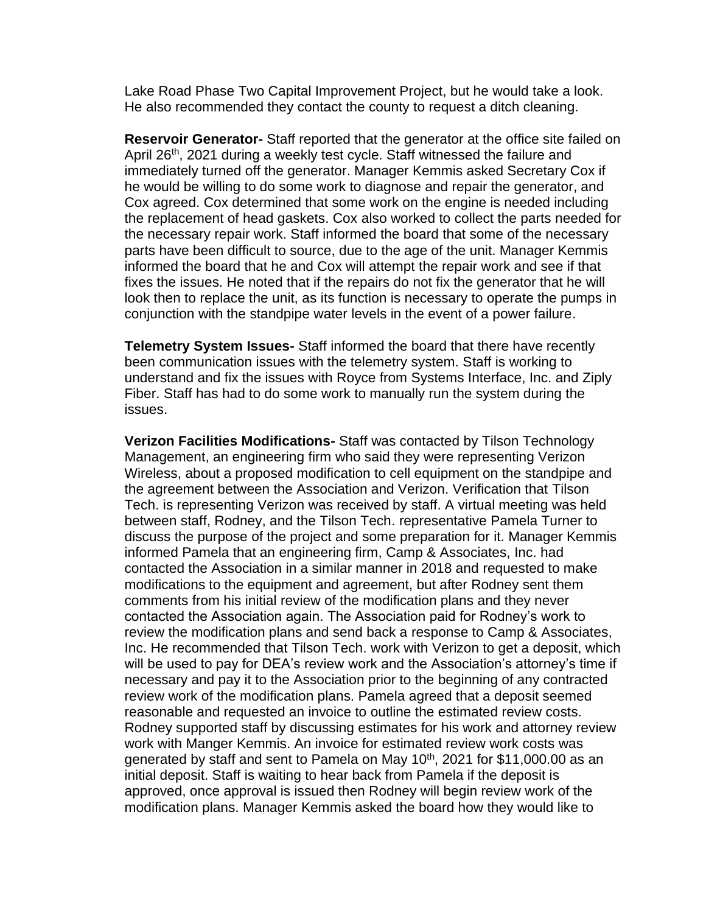Lake Road Phase Two Capital Improvement Project, but he would take a look. He also recommended they contact the county to request a ditch cleaning.

**Reservoir Generator-** Staff reported that the generator at the office site failed on April 26th, 2021 during a weekly test cycle. Staff witnessed the failure and immediately turned off the generator. Manager Kemmis asked Secretary Cox if he would be willing to do some work to diagnose and repair the generator, and Cox agreed. Cox determined that some work on the engine is needed including the replacement of head gaskets. Cox also worked to collect the parts needed for the necessary repair work. Staff informed the board that some of the necessary parts have been difficult to source, due to the age of the unit. Manager Kemmis informed the board that he and Cox will attempt the repair work and see if that fixes the issues. He noted that if the repairs do not fix the generator that he will look then to replace the unit, as its function is necessary to operate the pumps in conjunction with the standpipe water levels in the event of a power failure.

**Telemetry System Issues-** Staff informed the board that there have recently been communication issues with the telemetry system. Staff is working to understand and fix the issues with Royce from Systems Interface, Inc. and Ziply Fiber. Staff has had to do some work to manually run the system during the issues.

**Verizon Facilities Modifications-** Staff was contacted by Tilson Technology Management, an engineering firm who said they were representing Verizon Wireless, about a proposed modification to cell equipment on the standpipe and the agreement between the Association and Verizon. Verification that Tilson Tech. is representing Verizon was received by staff. A virtual meeting was held between staff, Rodney, and the Tilson Tech. representative Pamela Turner to discuss the purpose of the project and some preparation for it. Manager Kemmis informed Pamela that an engineering firm, Camp & Associates, Inc. had contacted the Association in a similar manner in 2018 and requested to make modifications to the equipment and agreement, but after Rodney sent them comments from his initial review of the modification plans and they never contacted the Association again. The Association paid for Rodney's work to review the modification plans and send back a response to Camp & Associates, Inc. He recommended that Tilson Tech. work with Verizon to get a deposit, which will be used to pay for DEA's review work and the Association's attorney's time if necessary and pay it to the Association prior to the beginning of any contracted review work of the modification plans. Pamela agreed that a deposit seemed reasonable and requested an invoice to outline the estimated review costs. Rodney supported staff by discussing estimates for his work and attorney review work with Manger Kemmis. An invoice for estimated review work costs was generated by staff and sent to Pamela on May 10th, 2021 for $11,000.00 as an initial deposit. Staff is waiting to hear back from Pamela if the deposit is approved, once approval is issued then Rodney will begin review work of the modification plans. Manager Kemmis asked the board how they would like to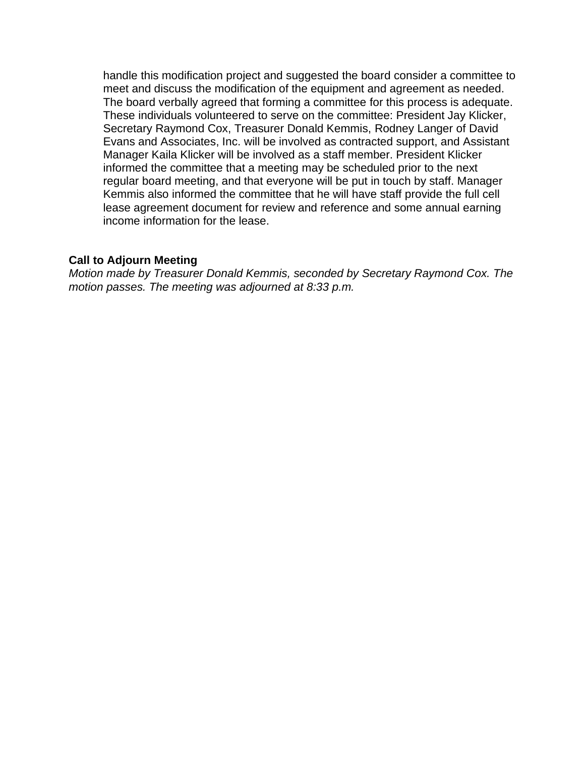handle this modification project and suggested the board consider a committee to meet and discuss the modification of the equipment and agreement as needed. The board verbally agreed that forming a committee for this process is adequate. These individuals volunteered to serve on the committee: President Jay Klicker, Secretary Raymond Cox, Treasurer Donald Kemmis, Rodney Langer of David Evans and Associates, Inc. will be involved as contracted support, and Assistant Manager Kaila Klicker will be involved as a staff member. President Klicker informed the committee that a meeting may be scheduled prior to the next regular board meeting, and that everyone will be put in touch by staff. Manager Kemmis also informed the committee that he will have staff provide the full cell lease agreement document for review and reference and some annual earning income information for the lease.

**Call to Adjourn Meeting**

*Motion made by Treasurer Donald Kemmis, seconded by Secretary Raymond Cox. The motion passes. The meeting was adjourned at 8:33 p.m.*